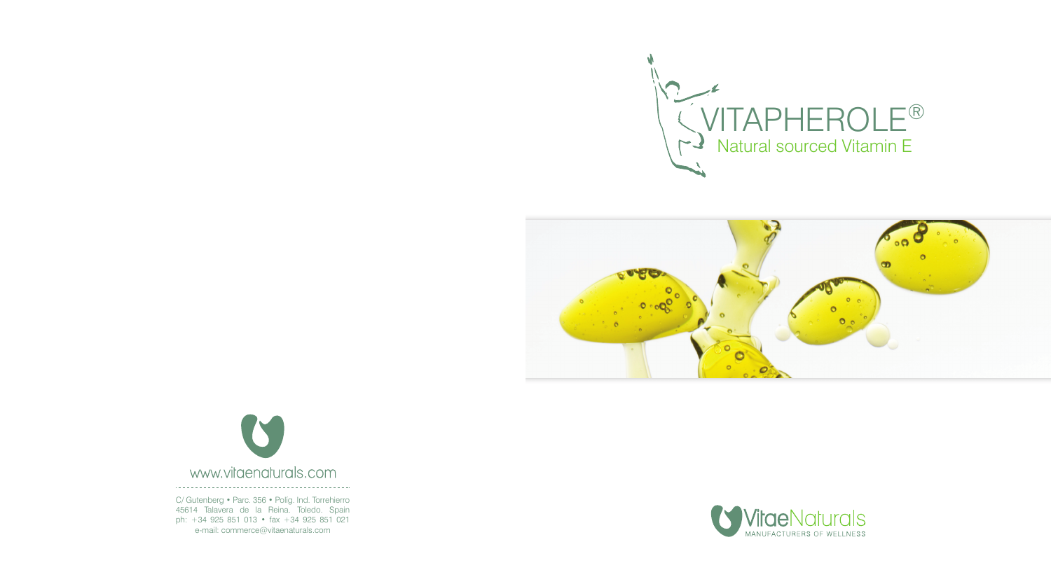# VITAPHEROLE®

## Natural sourced Vitamin E

www.vitaenaturals.com

C/ Gutenberg • Parc. 356 • Políg. Ind. Torrehierro
45614 Talavera de la Reina. Toledo. Spain
ph: +34 925 851 013 • fax +34 925 851 021
e-mail: commerce@vitaenaturals.com

VitaeNaturals
MANUFACTURERS OF WELLNESS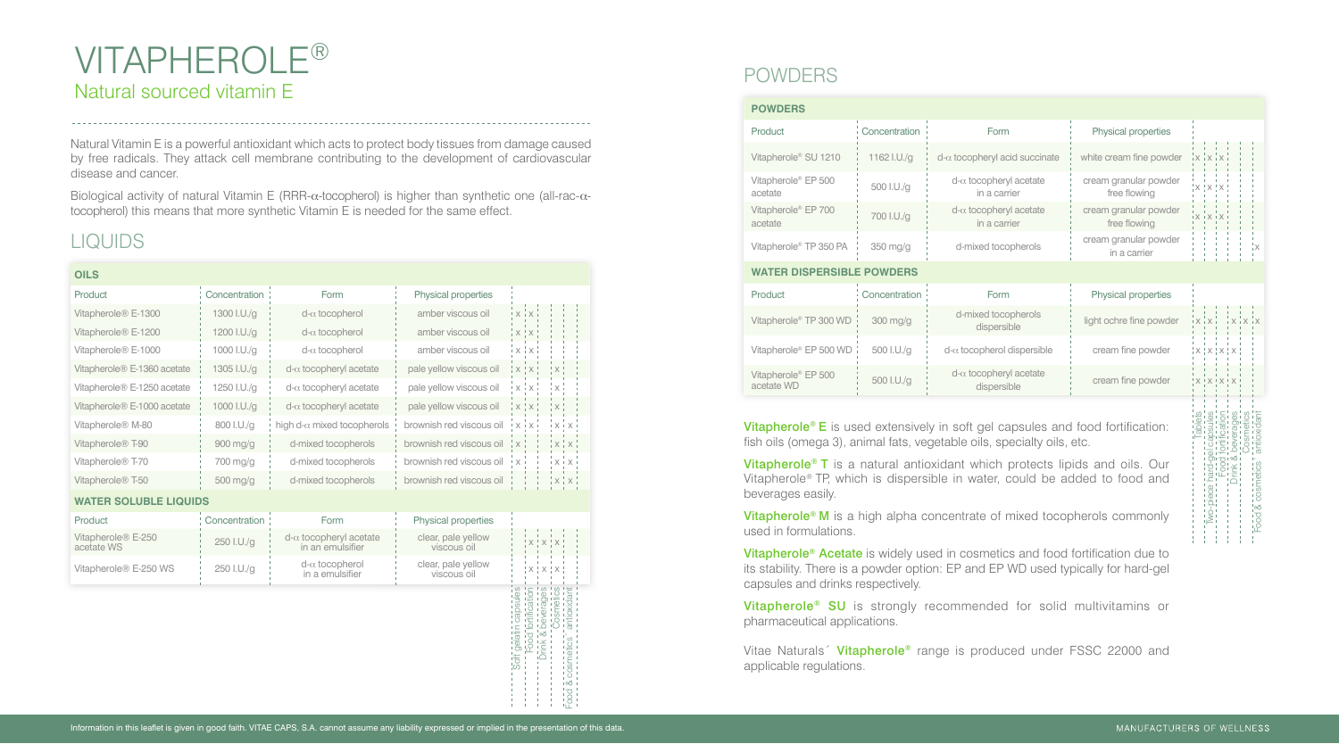# VITAPHEROLE®

## Natural sourced vitamin E

Natural Vitamin E is a powerful antioxidant which acts to protect body tissues from damage caused by free radicals. They attack cell membrane contributing to the development of cardiovascular disease and cancer.

Biological activity of natural Vitamin E (RRR-α-tocopherol) is higher than synthetic one (all-rac-α-tocopherol) this means that more synthetic Vitamin E is needed for the same effect.

## LIQUIDS

| Product | Concentration | Form | Physical properties | Soft gelatin capsules | Food fortification | Drink & beverages | Cosmetics | Food & cosmetics - antioxidant |
|---|---|---|---|---|---|---|---|---|
| **OILS** | | | | | | | | |
| Vitapherole® E-1300 | 1300 I.U./g | d-α tocopherol | amber viscous oil | x | x | | | |
| Vitapherole® E-1200 | 1200 I.U./g | d-α tocopherol | amber viscous oil | x | x | | | |
| Vitapherole® E-1000 | 1000 I.U./g | d-α tocopherol | amber viscous oil | x | x | | | |
| Vitapherole® E-1360 acetate | 1305 I.U./g | d-α tocopheryl acetate | pale yellow viscous oil | x | x | | x | |
| Vitapherole® E-1250 acetate | 1250 I.U./g | d-α tocopheryl acetate | pale yellow viscous oil | x | x | | x | |
| Vitapherole® E-1000 acetate | 1000 I.U./g | d-α tocopheryl acetate | pale yellow viscous oil | x | x | | x | |
| Vitapherole® M-80 | 800 I.U./g | high d-α mixed tocopherols | brownish red viscous oil | x | x | | x | x |
| Vitapherole® T-90 | 900 mg/g | d-mixed tocopherols | brownish red viscous oil | x | | | x | x |
| Vitapherole® T-70 | 700 mg/g | d-mixed tocopherols | brownish red viscous oil | x | | | x | x |
| Vitapherole® T-50 | 500 mg/g | d-mixed tocopherols | brownish red viscous oil | | | | x | x |
| **WATER SOLUBLE LIQUIDS** | | | | | | | | |
| Vitapherole® E-250 acetate WS | 250 I.U./g | d-α tocopheryl acetate in an emulsifier | clear, pale yellow viscous oil | | x | x | x | |
| Vitapherole® E-250 WS | 250 I.U./g | d-α tocopherol in a emulsifier | clear, pale yellow viscous oil | | x | x | x | |

## POWDERS

| Product | Concentration | Form | Physical properties | Tablets | Two-piece hard-gel capsules | Food fortification | Drink & beverages | Cosmetics | Food & cosmetics - antioxidant |
|---|---|---|---|---|---|---|---|---|---|
| **POWDERS** | | | | | | | | | |
| Vitapherole® SU 1210 | 1162 I.U./g | d-α tocopheryl acid succinate | white cream fine powder | x | x | x | | | |
| Vitapherole® EP 500 acetate | 500 I.U./g | d-α tocopheryl acetate in a carrier | cream granular powder free flowing | x | x | x | | | |
| Vitapherole® EP 700 acetate | 700 I.U./g | d-α tocopheryl acetate in a carrier | cream granular powder free flowing | x | x | x | | | |
| Vitapherole® TP 350 PA | 350 mg/g | d-mixed tocopherols | cream granular powder in a carrier | | | | | | x |
| **WATER DISPERSIBLE POWDERS** | | | | | | | | | |
| Vitapherole® TP 300 WD | 300 mg/g | d-mixed tocopherols dispersible | light ochre fine powder | x | x | | x | x | x |
| Vitapherole® EP 500 WD | 500 I.U./g | d-α tocopherol dispersible | cream fine powder | x | x | x | x | | |
| Vitapherole® EP 500 acetate WD | 500 I.U./g | d-α tocopheryl acetate dispersible | cream fine powder | x | x | x | x | | |

**Vitapherole® E** is used extensively in soft gel capsules and food fortification: fish oils (omega 3), animal fats, vegetable oils, specialty oils, etc.

**Vitapherole® T** is a natural antioxidant which protects lipids and oils. Our Vitapherole® TP, which is dispersible in water, could be added to food and beverages easily.

**Vitapherole® M** is a high alpha concentrate of mixed tocopherols commonly used in formulations.

**Vitapherole® Acetate** is widely used in cosmetics and food fortification due to its stability. There is a powder option: EP and EP WD used typically for hard-gel capsules and drinks respectively.

**Vitapherole® SU** is strongly recommended for solid multivitamins or pharmaceutical applications.

Vitae Naturals´ **Vitapherole®** range is produced under FSSC 22000 and applicable regulations.

Information in this leaflet is given in good faith. VITAE CAPS, S.A. cannot assume any liability expressed or implied in the presentation of this data.